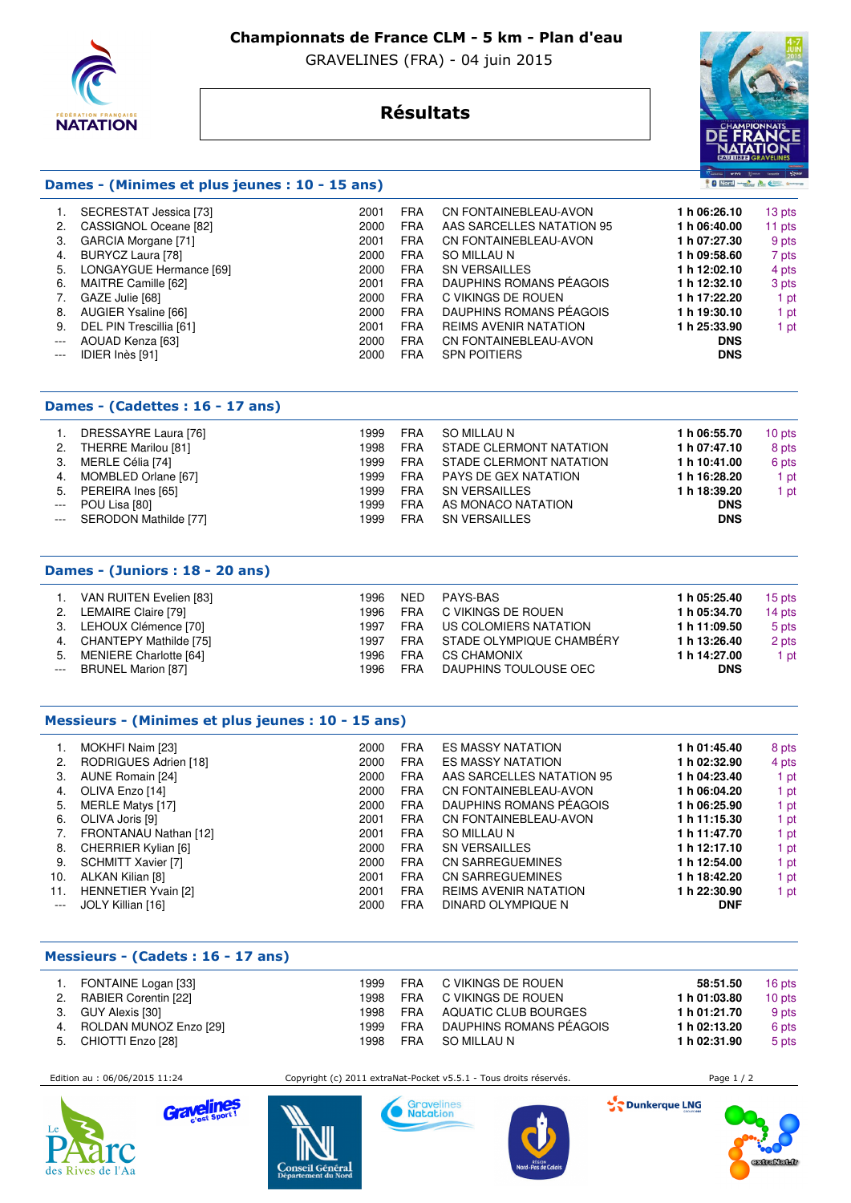# Championnats de France CLM - 5 km - Plan d'eau

GRAVELINES (FRA) - 04 juin 2015

## Résultats

### Dames - (Minimes et plus jeunes : 10 - 15 ans)

| | | | | | | |
|---|---|---|---|---|---|---|
| 1. | SECRESTAT Jessica [73] | 2001 | FRA | CN FONTAINEBLEAU-AVON | **1 h 06:26.10** | 13 pts |
| 2. | CASSIGNOL Oceane [82] | 2000 | FRA | AAS SARCELLES NATATION 95 | **1 h 06:40.00** | 11 pts |
| 3. | GARCIA Morgane [71] | 2001 | FRA | CN FONTAINEBLEAU-AVON | **1 h 07:27.30** | 9 pts |
| 4. | BURYCZ Laura [78] | 2000 | FRA | SO MILLAU N | **1 h 09:58.60** | 7 pts |
| 5. | LONGAYGUE Hermance [69] | 2000 | FRA | SN VERSAILLES | **1 h 12:02.10** | 4 pts |
| 6. | MAITRE Camille [62] | 2001 | FRA | DAUPHINS ROMANS PÉAGOIS | **1 h 12:32.10** | 3 pts |
| 7. | GAZE Julie [68] | 2000 | FRA | C VIKINGS DE ROUEN | **1 h 17:22.20** | 1 pt |
| 8. | AUGIER Ysaline [66] | 2000 | FRA | DAUPHINS ROMANS PÉAGOIS | **1 h 19:30.10** | 1 pt |
| 9. | DEL PIN Trescillia [61] | 2001 | FRA | REIMS AVENIR NATATION | **1 h 25:33.90** | 1 pt |
| --- | AOUAD Kenza [63] | 2000 | FRA | CN FONTAINEBLEAU-AVON | **DNS** | |
| --- | IDIER Inès [91] | 2000 | FRA | SPN POITIERS | **DNS** | |

### Dames - (Cadettes : 16 - 17 ans)

| | | | | | | |
|---|---|---|---|---|---|---|
| 1. | DRESSAYRE Laura [76] | 1999 | FRA | SO MILLAU N | **1 h 06:55.70** | 10 pts |
| 2. | THERRE Marilou [81] | 1998 | FRA | STADE CLERMONT NATATION | **1 h 07:47.10** | 8 pts |
| 3. | MERLE Célia [74] | 1999 | FRA | STADE CLERMONT NATATION | **1 h 10:41.00** | 6 pts |
| 4. | MOMBLED Orlane [67] | 1999 | FRA | PAYS DE GEX NATATION | **1 h 16:28.20** | 1 pt |
| 5. | PEREIRA Ines [65] | 1999 | FRA | SN VERSAILLES | **1 h 18:39.20** | 1 pt |
| --- | POU Lisa [80] | 1999 | FRA | AS MONACO NATATION | **DNS** | |
| --- | SERODON Mathilde [77] | 1999 | FRA | SN VERSAILLES | **DNS** | |

### Dames - (Juniors : 18 - 20 ans)

| | | | | | | |
|---|---|---|---|---|---|---|
| 1. | VAN RUITEN Evelien [83] | 1996 | NED | PAYS-BAS | **1 h 05:25.40** | 15 pts |
| 2. | LEMAIRE Claire [79] | 1996 | FRA | C VIKINGS DE ROUEN | **1 h 05:34.70** | 14 pts |
| 3. | LEHOUX Clémence [70] | 1997 | FRA | US COLOMIERS NATATION | **1 h 11:09.50** | 5 pts |
| 4. | CHANTEPY Mathilde [75] | 1997 | FRA | STADE OLYMPIQUE CHAMBÉRY | **1 h 13:26.40** | 2 pts |
| 5. | MENIERE Charlotte [64] | 1996 | FRA | CS CHAMONIX | **1 h 14:27.00** | 1 pt |
| --- | BRUNEL Marion [87] | 1996 | FRA | DAUPHINS TOULOUSE OEC | **DNS** | |

### Messieurs - (Minimes et plus jeunes : 10 - 15 ans)

| | | | | | | |
|---|---|---|---|---|---|---|
| 1. | MOKHFI Naim [23] | 2000 | FRA | ES MASSY NATATION | **1 h 01:45.40** | 8 pts |
| 2. | RODRIGUES Adrien [18] | 2000 | FRA | ES MASSY NATATION | **1 h 02:32.90** | 4 pts |
| 3. | AUNE Romain [24] | 2000 | FRA | AAS SARCELLES NATATION 95 | **1 h 04:23.40** | 1 pt |
| 4. | OLIVA Enzo [14] | 2000 | FRA | CN FONTAINEBLEAU-AVON | **1 h 06:04.20** | 1 pt |
| 5. | MERLE Matys [17] | 2000 | FRA | DAUPHINS ROMANS PÉAGOIS | **1 h 06:25.90** | 1 pt |
| 6. | OLIVA Joris [9] | 2001 | FRA | CN FONTAINEBLEAU-AVON | **1 h 11:15.30** | 1 pt |
| 7. | FRONTANAU Nathan [12] | 2001 | FRA | SO MILLAU N | **1 h 11:47.70** | 1 pt |
| 8. | CHERRIER Kylian [6] | 2000 | FRA | SN VERSAILLES | **1 h 12:17.10** | 1 pt |
| 9. | SCHMITT Xavier [7] | 2000 | FRA | CN SARREGUEMINES | **1 h 12:54.00** | 1 pt |
| 10. | ALKAN Kilian [8] | 2001 | FRA | CN SARREGUEMINES | **1 h 18:42.20** | 1 pt |
| 11. | HENNETIER Yvain [2] | 2001 | FRA | REIMS AVENIR NATATION | **1 h 22:30.90** | 1 pt |
| --- | JOLY Killian [16] | 2000 | FRA | DINARD OLYMPIQUE N | **DNF** | |

### Messieurs - (Cadets : 16 - 17 ans)

| | | | | | | |
|---|---|---|---|---|---|---|
| 1. | FONTAINE Logan [33] | 1999 | FRA | C VIKINGS DE ROUEN | **58:51.50** | 16 pts |
| 2. | RABIER Corentin [22] | 1998 | FRA | C VIKINGS DE ROUEN | **1 h 01:03.80** | 10 pts |
| 3. | GUY Alexis [30] | 1998 | FRA | AQUATIC CLUB BOURGES | **1 h 01:21.70** | 9 pts |
| 4. | ROLDAN MUNOZ Enzo [29] | 1999 | FRA | DAUPHINS ROMANS PÉAGOIS | **1 h 02:13.20** | 6 pts |
| 5. | CHIOTTI Enzo [28] | 1998 | FRA | SO MILLAU N | **1 h 02:31.90** | 5 pts |

Edition au : 06/06/2015 11:24 — Copyright (c) 2011 extraNat-Pocket v5.5.1 - Tous droits réservés.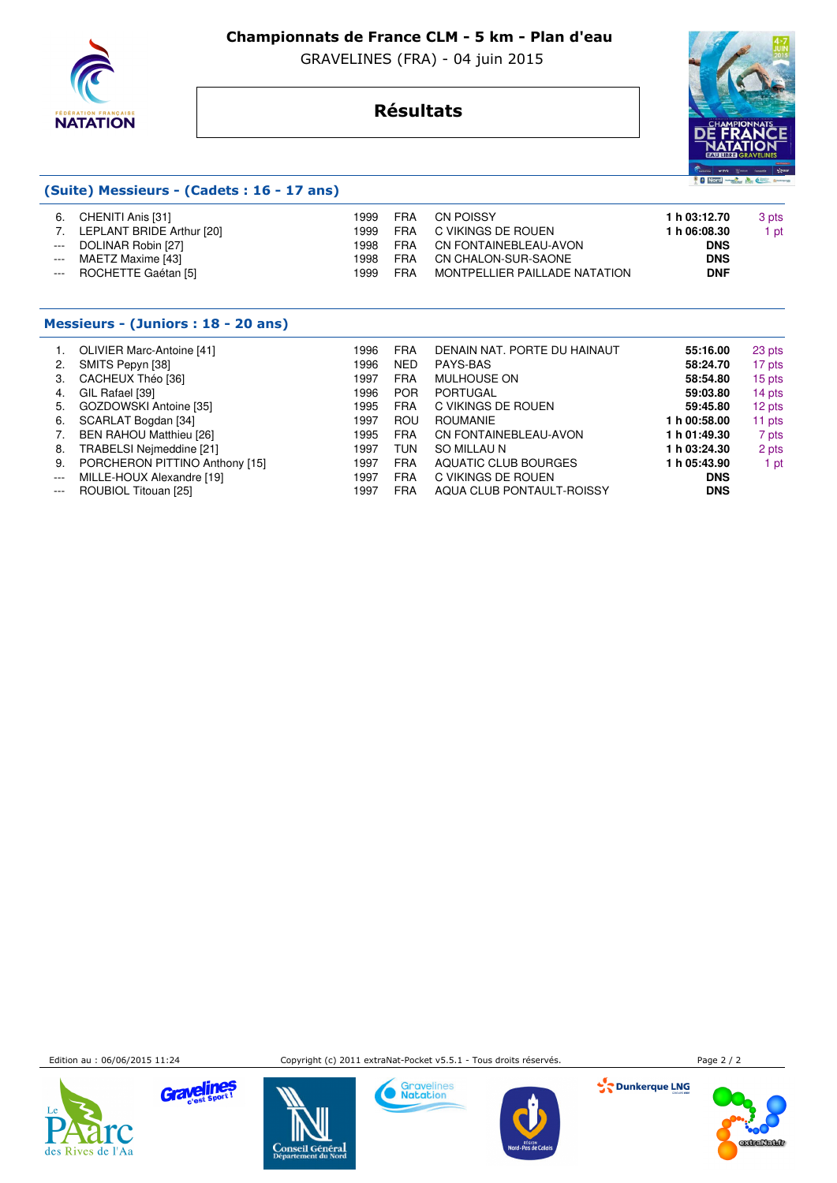# Championnats de France CLM - 5 km - Plan d'eau

GRAVELINES (FRA) - 04 juin 2015

## Résultats

### (Suite) Messieurs - (Cadets : 16 - 17 ans)

| | | | | | | |
|---|---|---|---|---|---|---|
| 6. | CHENITI Anis [31] | 1999 | FRA | CN POISSY | **1 h 03:12.70** | 3 pts |
| 7. | LEPLANT BRIDE Arthur [20] | 1999 | FRA | C VIKINGS DE ROUEN | **1 h 06:08.30** | 1 pt |
| --- | DOLINAR Robin [27] | 1998 | FRA | CN FONTAINEBLEAU-AVON | **DNS** | |
| --- | MAETZ Maxime [43] | 1998 | FRA | CN CHALON-SUR-SAONE | **DNS** | |
| --- | ROCHETTE Gaétan [5] | 1999 | FRA | MONTPELLIER PAILLADE NATATION | **DNF** | |

### Messieurs - (Juniors : 18 - 20 ans)

| | | | | | | |
|---|---|---|---|---|---|---|
| 1. | OLIVIER Marc-Antoine [41] | 1996 | FRA | DENAIN NAT. PORTE DU HAINAUT | **55:16.00** | 23 pts |
| 2. | SMITS Pepyn [38] | 1996 | NED | PAYS-BAS | **58:24.70** | 17 pts |
| 3. | CACHEUX Théo [36] | 1997 | FRA | MULHOUSE ON | **58:54.80** | 15 pts |
| 4. | GIL Rafael [39] | 1996 | POR | PORTUGAL | **59:03.80** | 14 pts |
| 5. | GOZDOWSKI Antoine [35] | 1995 | FRA | C VIKINGS DE ROUEN | **59:45.80** | 12 pts |
| 6. | SCARLAT Bogdan [34] | 1997 | ROU | ROUMANIE | **1 h 00:58.00** | 11 pts |
| 7. | BEN RAHOU Matthieu [26] | 1995 | FRA | CN FONTAINEBLEAU-AVON | **1 h 01:49.30** | 7 pts |
| 8. | TRABELSI Nejmeddine [21] | 1997 | TUN | SO MILLAU N | **1 h 03:24.30** | 2 pts |
| 9. | PORCHERON PITTINO Anthony [15] | 1997 | FRA | AQUATIC CLUB BOURGES | **1 h 05:43.90** | 1 pt |
| --- | MILLE-HOUX Alexandre [19] | 1997 | FRA | C VIKINGS DE ROUEN | **DNS** | |
| --- | ROUBIOL Titouan [25] | 1997 | FRA | AQUA CLUB PONTAULT-ROISSY | **DNS** | |

Edition au : 06/06/2015 11:24 — Copyright (c) 2011 extraNat-Pocket v5.5.1 - Tous droits réservés.